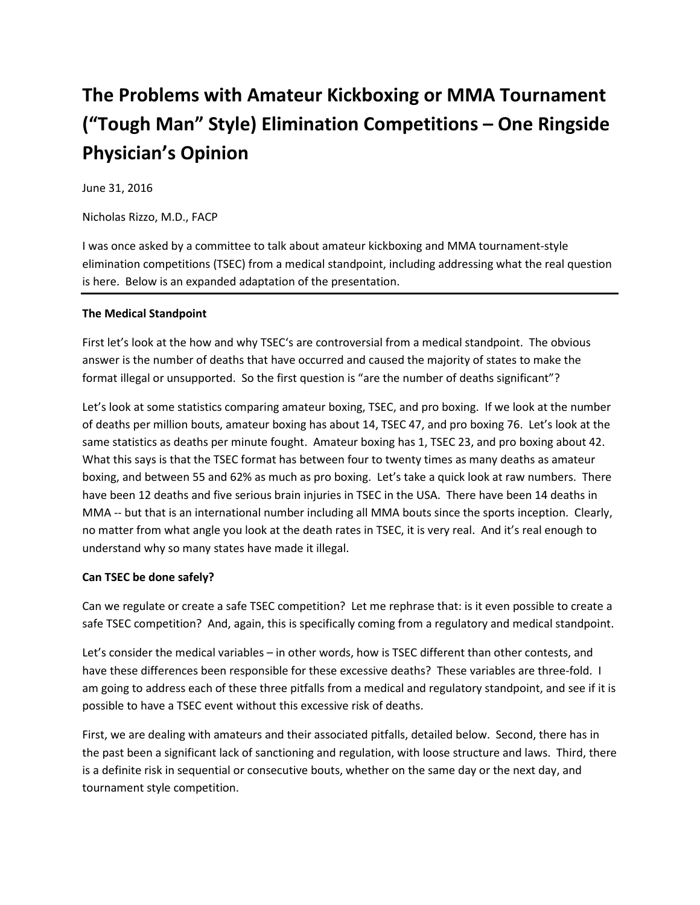# The Problems with Amateur Kickboxing or MMA Tournament ("Tough Man" Style) Elimination Competitions – One Ringside Physician's Opinion

June 31, 2016

Nicholas Rizzo, M.D., FACP

I was once asked by a committee to talk about amateur kickboxing and MMA tournament-style elimination competitions (TSEC) from a medical standpoint, including addressing what the real question is here. Below is an expanded adaptation of the presentation.

---

**The Medical Standpoint**

First let's look at the how and why TSEC's are controversial from a medical standpoint. The obvious answer is the number of deaths that have occurred and caused the majority of states to make the format illegal or unsupported. So the first question is "are the number of deaths significant"?

Let's look at some statistics comparing amateur boxing, TSEC, and pro boxing. If we look at the number of deaths per million bouts, amateur boxing has about 14, TSEC 47, and pro boxing 76. Let's look at the same statistics as deaths per minute fought. Amateur boxing has 1, TSEC 23, and pro boxing about 42. What this says is that the TSEC format has between four to twenty times as many deaths as amateur boxing, and between 55 and 62% as much as pro boxing. Let's take a quick look at raw numbers. There have been 12 deaths and five serious brain injuries in TSEC in the USA. There have been 14 deaths in MMA -- but that is an international number including all MMA bouts since the sports inception. Clearly, no matter from what angle you look at the death rates in TSEC, it is very real. And it's real enough to understand why so many states have made it illegal.

**Can TSEC be done safely?**

Can we regulate or create a safe TSEC competition? Let me rephrase that: is it even possible to create a safe TSEC competition? And, again, this is specifically coming from a regulatory and medical standpoint.

Let's consider the medical variables – in other words, how is TSEC different than other contests, and have these differences been responsible for these excessive deaths? These variables are three-fold. I am going to address each of these three pitfalls from a medical and regulatory standpoint, and see if it is possible to have a TSEC event without this excessive risk of deaths.

First, we are dealing with amateurs and their associated pitfalls, detailed below. Second, there has in the past been a significant lack of sanctioning and regulation, with loose structure and laws. Third, there is a definite risk in sequential or consecutive bouts, whether on the same day or the next day, and tournament style competition.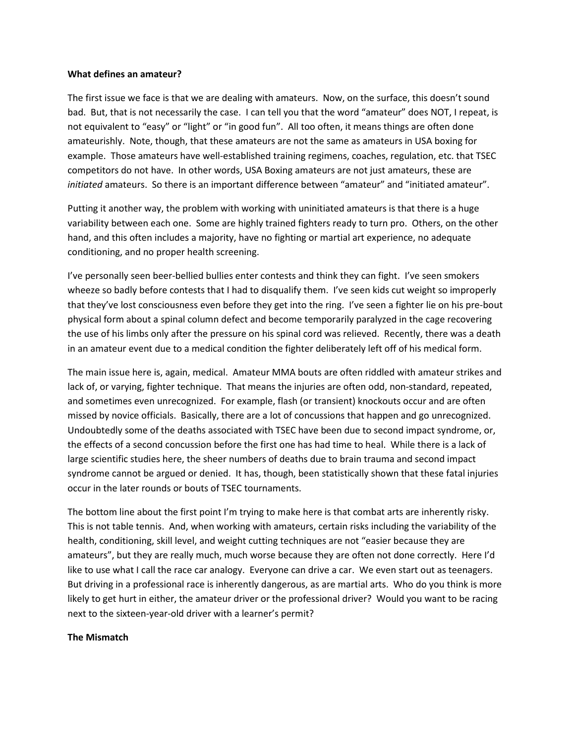**What defines an amateur?**

The first issue we face is that we are dealing with amateurs. Now, on the surface, this doesn't sound bad. But, that is not necessarily the case. I can tell you that the word "amateur" does NOT, I repeat, is not equivalent to "easy" or "light" or "in good fun". All too often, it means things are often done amateurishly. Note, though, that these amateurs are not the same as amateurs in USA boxing for example. Those amateurs have well-established training regimens, coaches, regulation, etc. that TSEC competitors do not have. In other words, USA Boxing amateurs are not just amateurs, these are *initiated* amateurs. So there is an important difference between "amateur" and "initiated amateur".

Putting it another way, the problem with working with uninitiated amateurs is that there is a huge variability between each one. Some are highly trained fighters ready to turn pro. Others, on the other hand, and this often includes a majority, have no fighting or martial art experience, no adequate conditioning, and no proper health screening.

I've personally seen beer-bellied bullies enter contests and think they can fight. I've seen smokers wheeze so badly before contests that I had to disqualify them. I've seen kids cut weight so improperly that they've lost consciousness even before they get into the ring. I've seen a fighter lie on his pre-bout physical form about a spinal column defect and become temporarily paralyzed in the cage recovering the use of his limbs only after the pressure on his spinal cord was relieved. Recently, there was a death in an amateur event due to a medical condition the fighter deliberately left off of his medical form.

The main issue here is, again, medical. Amateur MMA bouts are often riddled with amateur strikes and lack of, or varying, fighter technique. That means the injuries are often odd, non-standard, repeated, and sometimes even unrecognized. For example, flash (or transient) knockouts occur and are often missed by novice officials. Basically, there are a lot of concussions that happen and go unrecognized. Undoubtedly some of the deaths associated with TSEC have been due to second impact syndrome, or, the effects of a second concussion before the first one has had time to heal. While there is a lack of large scientific studies here, the sheer numbers of deaths due to brain trauma and second impact syndrome cannot be argued or denied. It has, though, been statistically shown that these fatal injuries occur in the later rounds or bouts of TSEC tournaments.

The bottom line about the first point I'm trying to make here is that combat arts are inherently risky. This is not table tennis. And, when working with amateurs, certain risks including the variability of the health, conditioning, skill level, and weight cutting techniques are not "easier because they are amateurs", but they are really much, much worse because they are often not done correctly. Here I'd like to use what I call the race car analogy. Everyone can drive a car. We even start out as teenagers. But driving in a professional race is inherently dangerous, as are martial arts. Who do you think is more likely to get hurt in either, the amateur driver or the professional driver? Would you want to be racing next to the sixteen-year-old driver with a learner's permit?

**The Mismatch**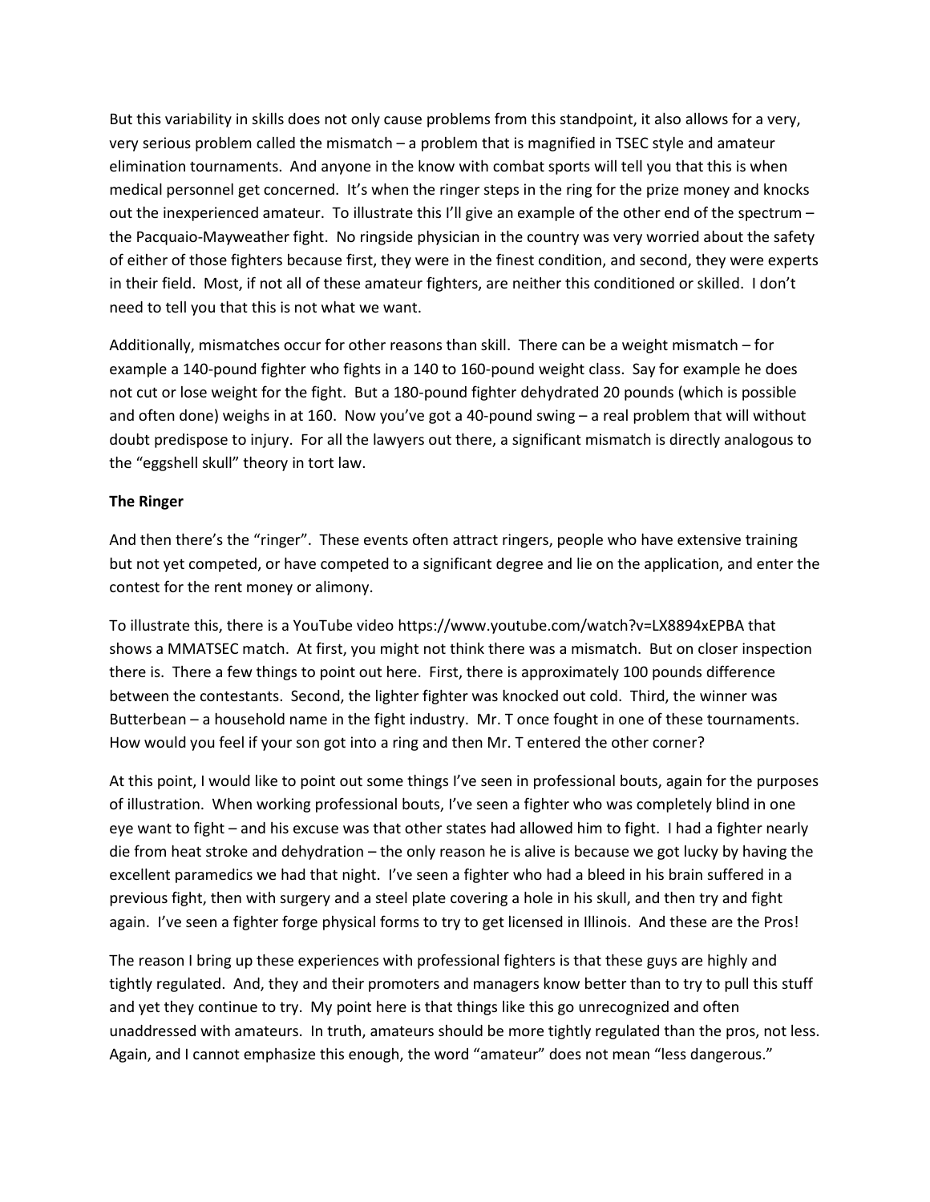But this variability in skills does not only cause problems from this standpoint, it also allows for a very, very serious problem called the mismatch – a problem that is magnified in TSEC style and amateur elimination tournaments. And anyone in the know with combat sports will tell you that this is when medical personnel get concerned. It's when the ringer steps in the ring for the prize money and knocks out the inexperienced amateur. To illustrate this I'll give an example of the other end of the spectrum – the Pacquaio-Mayweather fight. No ringside physician in the country was very worried about the safety of either of those fighters because first, they were in the finest condition, and second, they were experts in their field. Most, if not all of these amateur fighters, are neither this conditioned or skilled. I don't need to tell you that this is not what we want.

Additionally, mismatches occur for other reasons than skill. There can be a weight mismatch – for example a 140-pound fighter who fights in a 140 to 160-pound weight class. Say for example he does not cut or lose weight for the fight. But a 180-pound fighter dehydrated 20 pounds (which is possible and often done) weighs in at 160. Now you've got a 40-pound swing – a real problem that will without doubt predispose to injury. For all the lawyers out there, a significant mismatch is directly analogous to the "eggshell skull" theory in tort law.

**The Ringer**

And then there's the "ringer". These events often attract ringers, people who have extensive training but not yet competed, or have competed to a significant degree and lie on the application, and enter the contest for the rent money or alimony.

To illustrate this, there is a YouTube video https://www.youtube.com/watch?v=LX8894xEPBA that shows a MMATSEC match. At first, you might not think there was a mismatch. But on closer inspection there is. There a few things to point out here. First, there is approximately 100 pounds difference between the contestants. Second, the lighter fighter was knocked out cold. Third, the winner was Butterbean – a household name in the fight industry. Mr. T once fought in one of these tournaments. How would you feel if your son got into a ring and then Mr. T entered the other corner?

At this point, I would like to point out some things I've seen in professional bouts, again for the purposes of illustration. When working professional bouts, I've seen a fighter who was completely blind in one eye want to fight – and his excuse was that other states had allowed him to fight. I had a fighter nearly die from heat stroke and dehydration – the only reason he is alive is because we got lucky by having the excellent paramedics we had that night. I've seen a fighter who had a bleed in his brain suffered in a previous fight, then with surgery and a steel plate covering a hole in his skull, and then try and fight again. I've seen a fighter forge physical forms to try to get licensed in Illinois. And these are the Pros!

The reason I bring up these experiences with professional fighters is that these guys are highly and tightly regulated. And, they and their promoters and managers know better than to try to pull this stuff and yet they continue to try. My point here is that things like this go unrecognized and often unaddressed with amateurs. In truth, amateurs should be more tightly regulated than the pros, not less. Again, and I cannot emphasize this enough, the word "amateur" does not mean "less dangerous."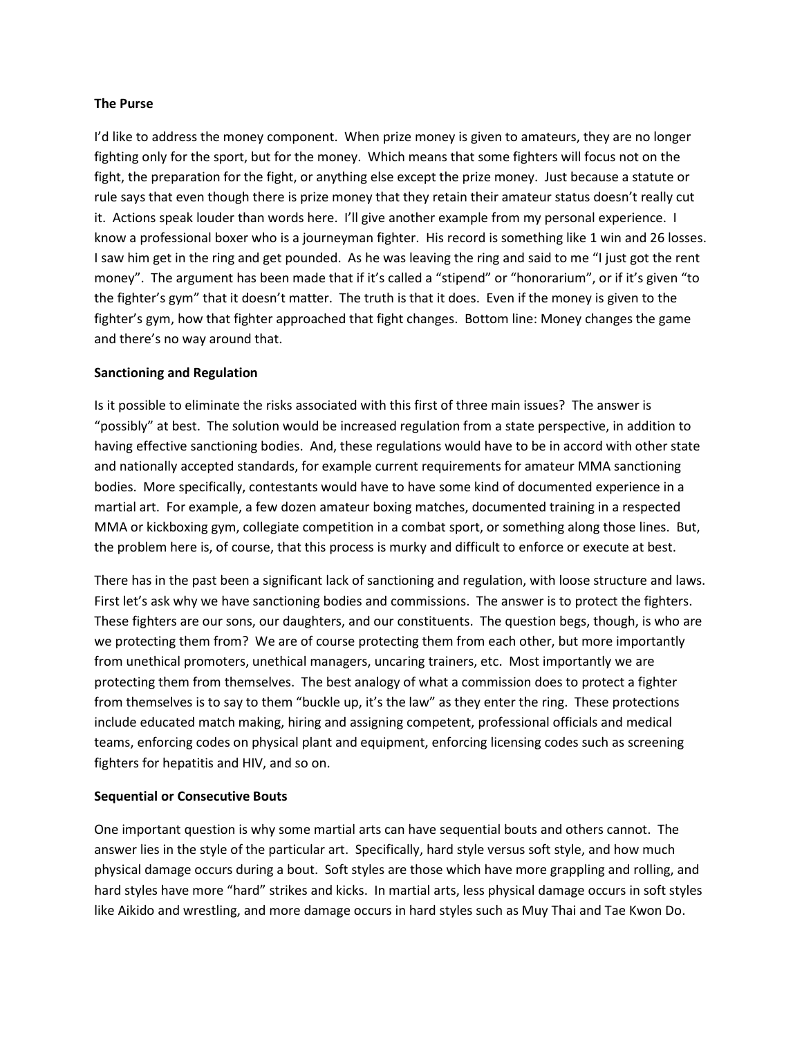**The Purse**

I'd like to address the money component. When prize money is given to amateurs, they are no longer fighting only for the sport, but for the money. Which means that some fighters will focus not on the fight, the preparation for the fight, or anything else except the prize money. Just because a statute or rule says that even though there is prize money that they retain their amateur status doesn't really cut it. Actions speak louder than words here. I'll give another example from my personal experience. I know a professional boxer who is a journeyman fighter. His record is something like 1 win and 26 losses. I saw him get in the ring and get pounded. As he was leaving the ring and said to me "I just got the rent money". The argument has been made that if it's called a "stipend" or "honorarium", or if it's given "to the fighter's gym" that it doesn't matter. The truth is that it does. Even if the money is given to the fighter's gym, how that fighter approached that fight changes. Bottom line: Money changes the game and there's no way around that.

**Sanctioning and Regulation**

Is it possible to eliminate the risks associated with this first of three main issues? The answer is "possibly" at best. The solution would be increased regulation from a state perspective, in addition to having effective sanctioning bodies. And, these regulations would have to be in accord with other state and nationally accepted standards, for example current requirements for amateur MMA sanctioning bodies. More specifically, contestants would have to have some kind of documented experience in a martial art. For example, a few dozen amateur boxing matches, documented training in a respected MMA or kickboxing gym, collegiate competition in a combat sport, or something along those lines. But, the problem here is, of course, that this process is murky and difficult to enforce or execute at best.

There has in the past been a significant lack of sanctioning and regulation, with loose structure and laws. First let's ask why we have sanctioning bodies and commissions. The answer is to protect the fighters. These fighters are our sons, our daughters, and our constituents. The question begs, though, is who are we protecting them from? We are of course protecting them from each other, but more importantly from unethical promoters, unethical managers, uncaring trainers, etc. Most importantly we are protecting them from themselves. The best analogy of what a commission does to protect a fighter from themselves is to say to them "buckle up, it's the law" as they enter the ring. These protections include educated match making, hiring and assigning competent, professional officials and medical teams, enforcing codes on physical plant and equipment, enforcing licensing codes such as screening fighters for hepatitis and HIV, and so on.

**Sequential or Consecutive Bouts**

One important question is why some martial arts can have sequential bouts and others cannot. The answer lies in the style of the particular art. Specifically, hard style versus soft style, and how much physical damage occurs during a bout. Soft styles are those which have more grappling and rolling, and hard styles have more "hard" strikes and kicks. In martial arts, less physical damage occurs in soft styles like Aikido and wrestling, and more damage occurs in hard styles such as Muy Thai and Tae Kwon Do.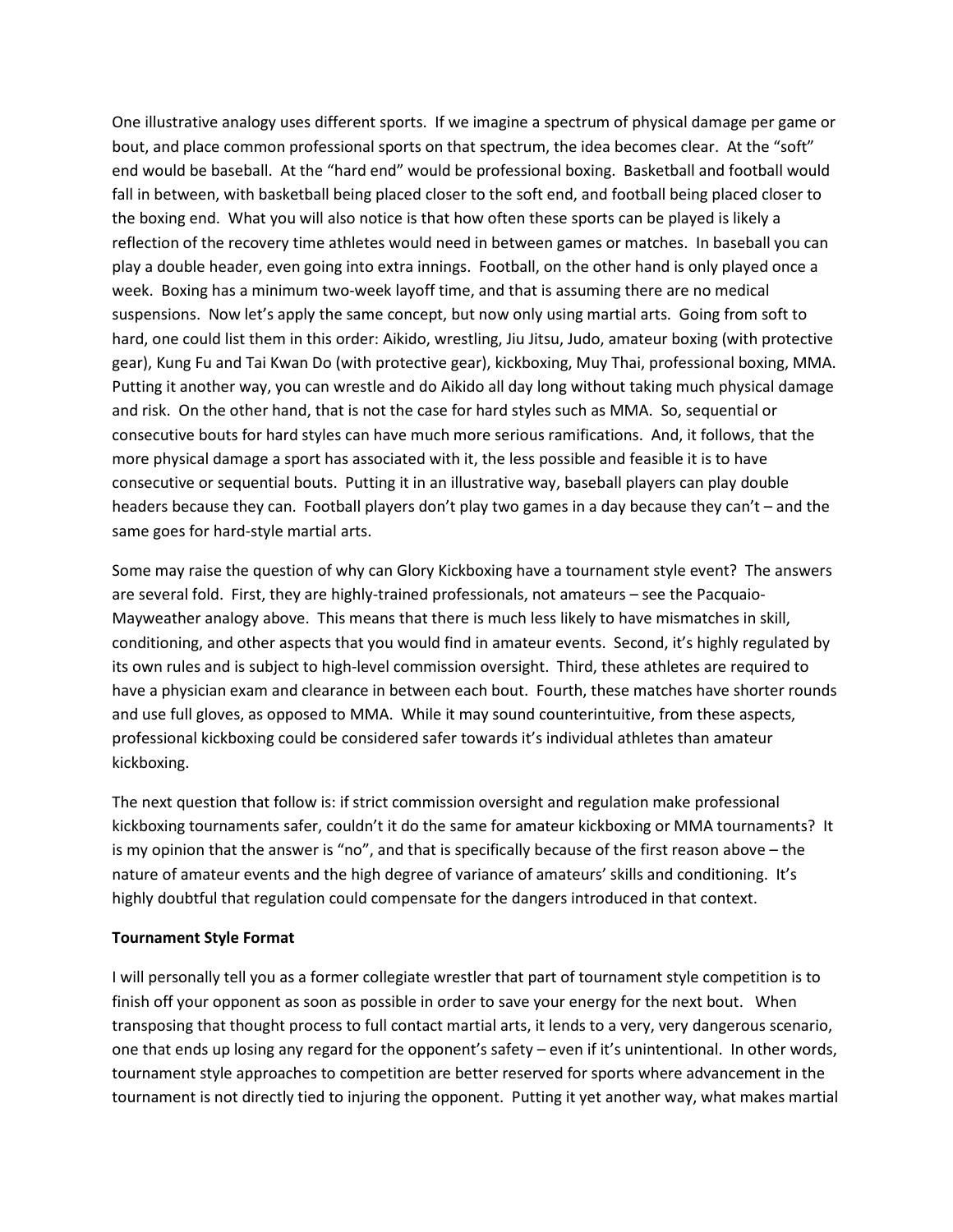One illustrative analogy uses different sports. If we imagine a spectrum of physical damage per game or bout, and place common professional sports on that spectrum, the idea becomes clear. At the "soft" end would be baseball. At the "hard end" would be professional boxing. Basketball and football would fall in between, with basketball being placed closer to the soft end, and football being placed closer to the boxing end. What you will also notice is that how often these sports can be played is likely a reflection of the recovery time athletes would need in between games or matches. In baseball you can play a double header, even going into extra innings. Football, on the other hand is only played once a week. Boxing has a minimum two-week layoff time, and that is assuming there are no medical suspensions. Now let's apply the same concept, but now only using martial arts. Going from soft to hard, one could list them in this order: Aikido, wrestling, Jiu Jitsu, Judo, amateur boxing (with protective gear), Kung Fu and Tai Kwan Do (with protective gear), kickboxing, Muy Thai, professional boxing, MMA. Putting it another way, you can wrestle and do Aikido all day long without taking much physical damage and risk. On the other hand, that is not the case for hard styles such as MMA. So, sequential or consecutive bouts for hard styles can have much more serious ramifications. And, it follows, that the more physical damage a sport has associated with it, the less possible and feasible it is to have consecutive or sequential bouts. Putting it in an illustrative way, baseball players can play double headers because they can. Football players don't play two games in a day because they can't – and the same goes for hard-style martial arts.

Some may raise the question of why can Glory Kickboxing have a tournament style event? The answers are several fold. First, they are highly-trained professionals, not amateurs – see the Pacquaio-Mayweather analogy above. This means that there is much less likely to have mismatches in skill, conditioning, and other aspects that you would find in amateur events. Second, it's highly regulated by its own rules and is subject to high-level commission oversight. Third, these athletes are required to have a physician exam and clearance in between each bout. Fourth, these matches have shorter rounds and use full gloves, as opposed to MMA. While it may sound counterintuitive, from these aspects, professional kickboxing could be considered safer towards it's individual athletes than amateur kickboxing.

The next question that follow is: if strict commission oversight and regulation make professional kickboxing tournaments safer, couldn't it do the same for amateur kickboxing or MMA tournaments? It is my opinion that the answer is "no", and that is specifically because of the first reason above – the nature of amateur events and the high degree of variance of amateurs' skills and conditioning. It's highly doubtful that regulation could compensate for the dangers introduced in that context.

**Tournament Style Format**

I will personally tell you as a former collegiate wrestler that part of tournament style competition is to finish off your opponent as soon as possible in order to save your energy for the next bout. When transposing that thought process to full contact martial arts, it lends to a very, very dangerous scenario, one that ends up losing any regard for the opponent's safety – even if it's unintentional. In other words, tournament style approaches to competition are better reserved for sports where advancement in the tournament is not directly tied to injuring the opponent. Putting it yet another way, what makes martial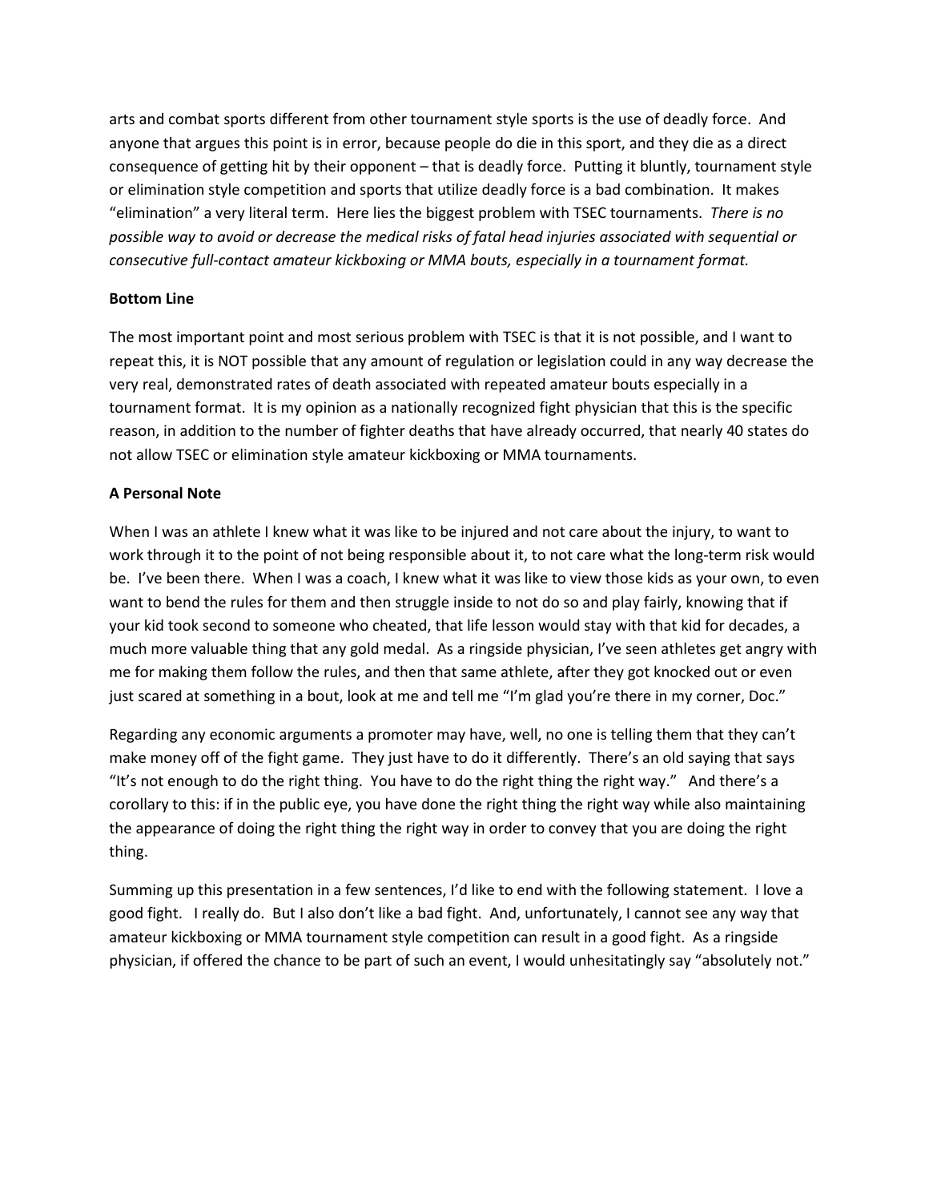arts and combat sports different from other tournament style sports is the use of deadly force. And anyone that argues this point is in error, because people do die in this sport, and they die as a direct consequence of getting hit by their opponent – that is deadly force. Putting it bluntly, tournament style or elimination style competition and sports that utilize deadly force is a bad combination. It makes "elimination" a very literal term. Here lies the biggest problem with TSEC tournaments. *There is no possible way to avoid or decrease the medical risks of fatal head injuries associated with sequential or consecutive full-contact amateur kickboxing or MMA bouts, especially in a tournament format.*

**Bottom Line**

The most important point and most serious problem with TSEC is that it is not possible, and I want to repeat this, it is NOT possible that any amount of regulation or legislation could in any way decrease the very real, demonstrated rates of death associated with repeated amateur bouts especially in a tournament format. It is my opinion as a nationally recognized fight physician that this is the specific reason, in addition to the number of fighter deaths that have already occurred, that nearly 40 states do not allow TSEC or elimination style amateur kickboxing or MMA tournaments.

**A Personal Note**

When I was an athlete I knew what it was like to be injured and not care about the injury, to want to work through it to the point of not being responsible about it, to not care what the long-term risk would be. I've been there. When I was a coach, I knew what it was like to view those kids as your own, to even want to bend the rules for them and then struggle inside to not do so and play fairly, knowing that if your kid took second to someone who cheated, that life lesson would stay with that kid for decades, a much more valuable thing that any gold medal. As a ringside physician, I've seen athletes get angry with me for making them follow the rules, and then that same athlete, after they got knocked out or even just scared at something in a bout, look at me and tell me "I'm glad you're there in my corner, Doc."

Regarding any economic arguments a promoter may have, well, no one is telling them that they can't make money off of the fight game. They just have to do it differently. There's an old saying that says "It's not enough to do the right thing. You have to do the right thing the right way." And there's a corollary to this: if in the public eye, you have done the right thing the right way while also maintaining the appearance of doing the right thing the right way in order to convey that you are doing the right thing.

Summing up this presentation in a few sentences, I'd like to end with the following statement. I love a good fight. I really do. But I also don't like a bad fight. And, unfortunately, I cannot see any way that amateur kickboxing or MMA tournament style competition can result in a good fight. As a ringside physician, if offered the chance to be part of such an event, I would unhesitatingly say "absolutely not."